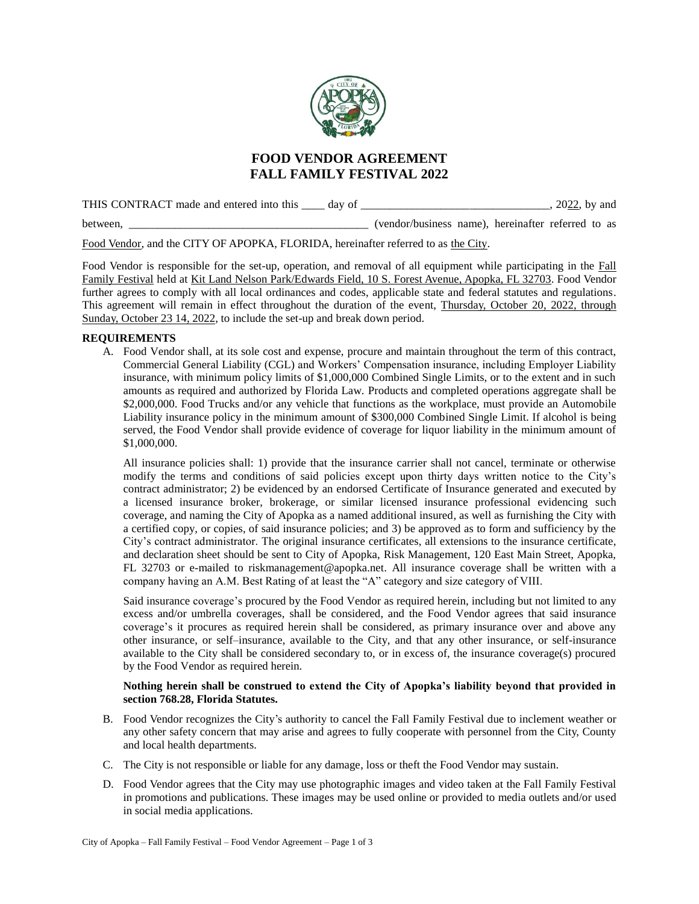# FOOD VENDOR AGREEMENT
# FALL FAMILY FESTIVAL 2022

THIS CONTRACT made and entered into this ____ day of ________________________________, 2022, by and between, _________________________________________ (vendor/business name), hereinafter referred to as Food Vendor, and the CITY OF APOPKA, FLORIDA, hereinafter referred to as the City.

Food Vendor is responsible for the set-up, operation, and removal of all equipment while participating in the Fall Family Festival held at Kit Land Nelson Park/Edwards Field, 10 S. Forest Avenue, Apopka, FL 32703. Food Vendor further agrees to comply with all local ordinances and codes, applicable state and federal statutes and regulations. This agreement will remain in effect throughout the duration of the event, Thursday, October 20, 2022, through Sunday, October 23 14, 2022, to include the set-up and break down period.

**REQUIREMENTS**

A. Food Vendor shall, at its sole cost and expense, procure and maintain throughout the term of this contract, Commercial General Liability (CGL) and Workers' Compensation insurance, including Employer Liability insurance, with minimum policy limits of $1,000,000 Combined Single Limits, or to the extent and in such amounts as required and authorized by Florida Law. Products and completed operations aggregate shall be $2,000,000. Food Trucks and/or any vehicle that functions as the workplace, must provide an Automobile Liability insurance policy in the minimum amount of $300,000 Combined Single Limit. If alcohol is being served, the Food Vendor shall provide evidence of coverage for liquor liability in the minimum amount of $1,000,000.

   All insurance policies shall: 1) provide that the insurance carrier shall not cancel, terminate or otherwise modify the terms and conditions of said policies except upon thirty days written notice to the City's contract administrator; 2) be evidenced by an endorsed Certificate of Insurance generated and executed by a licensed insurance broker, brokerage, or similar licensed insurance professional evidencing such coverage, and naming the City of Apopka as a named additional insured, as well as furnishing the City with a certified copy, or copies, of said insurance policies; and 3) be approved as to form and sufficiency by the City's contract administrator. The original insurance certificates, all extensions to the insurance certificate, and declaration sheet should be sent to City of Apopka, Risk Management, 120 East Main Street, Apopka, FL 32703 or e-mailed to riskmanagement@apopka.net. All insurance coverage shall be written with a company having an A.M. Best Rating of at least the "A" category and size category of VIII.

   Said insurance coverage's procured by the Food Vendor as required herein, including but not limited to any excess and/or umbrella coverages, shall be considered, and the Food Vendor agrees that said insurance coverage's it procures as required herein shall be considered, as primary insurance over and above any other insurance, or self–insurance, available to the City, and that any other insurance, or self-insurance available to the City shall be considered secondary to, or in excess of, the insurance coverage(s) procured by the Food Vendor as required herein.

   **Nothing herein shall be construed to extend the City of Apopka's liability beyond that provided in section 768.28, Florida Statutes.**

B. Food Vendor recognizes the City's authority to cancel the Fall Family Festival due to inclement weather or any other safety concern that may arise and agrees to fully cooperate with personnel from the City, County and local health departments.

C. The City is not responsible or liable for any damage, loss or theft the Food Vendor may sustain.

D. Food Vendor agrees that the City may use photographic images and video taken at the Fall Family Festival in promotions and publications. These images may be used online or provided to media outlets and/or used in social media applications.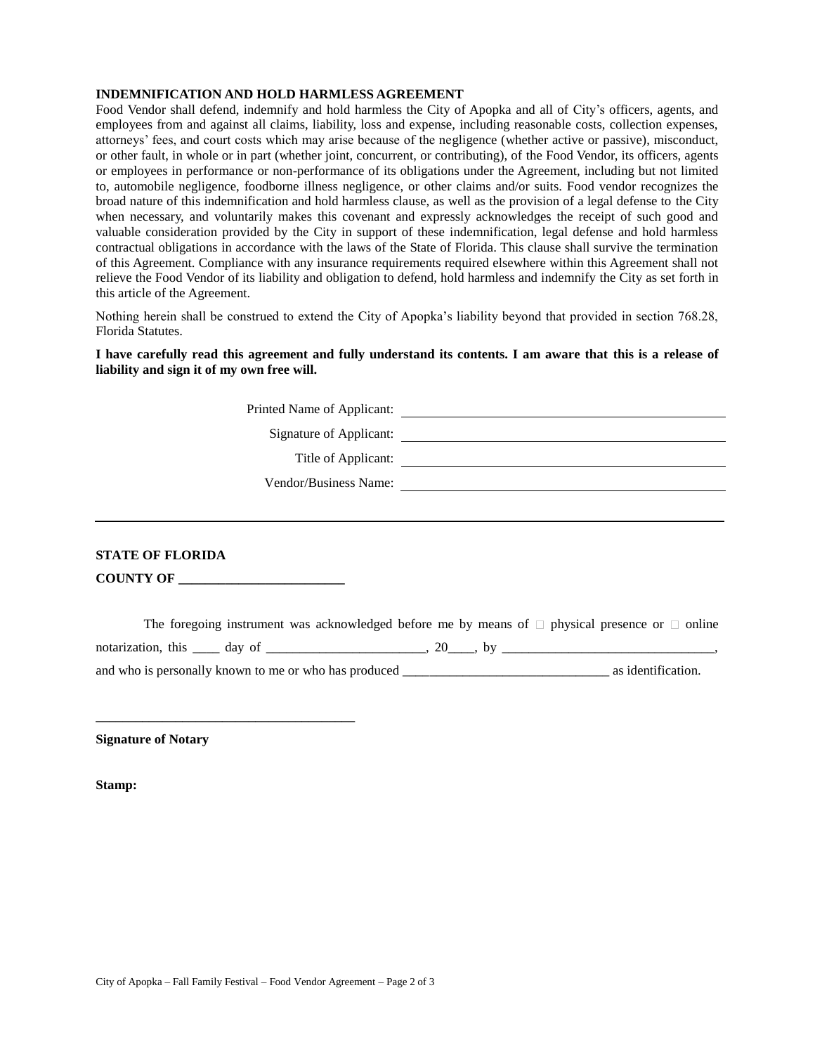**INDEMNIFICATION AND HOLD HARMLESS AGREEMENT**

Food Vendor shall defend, indemnify and hold harmless the City of Apopka and all of City's officers, agents, and employees from and against all claims, liability, loss and expense, including reasonable costs, collection expenses, attorneys' fees, and court costs which may arise because of the negligence (whether active or passive), misconduct, or other fault, in whole or in part (whether joint, concurrent, or contributing), of the Food Vendor, its officers, agents or employees in performance or non-performance of its obligations under the Agreement, including but not limited to, automobile negligence, foodborne illness negligence, or other claims and/or suits. Food vendor recognizes the broad nature of this indemnification and hold harmless clause, as well as the provision of a legal defense to the City when necessary, and voluntarily makes this covenant and expressly acknowledges the receipt of such good and valuable consideration provided by the City in support of these indemnification, legal defense and hold harmless contractual obligations in accordance with the laws of the State of Florida. This clause shall survive the termination of this Agreement. Compliance with any insurance requirements required elsewhere within this Agreement shall not relieve the Food Vendor of its liability and obligation to defend, hold harmless and indemnify the City as set forth in this article of the Agreement.

Nothing herein shall be construed to extend the City of Apopka's liability beyond that provided in section 768.28, Florida Statutes.

**I have carefully read this agreement and fully understand its contents. I am aware that this is a release of liability and sign it of my own free will.**

Printed Name of Applicant: ______________________________

Signature of Applicant: ______________________________

Title of Applicant: ______________________________

Vendor/Business Name: ______________________________

---

**STATE OF FLORIDA**

**COUNTY OF ________________________**

The foregoing instrument was acknowledged before me by means of ☐ physical presence or ☐ online notarization, this ____ day of ________________________, 20____, by _______________________________, and who is personally known to me or who has produced ______________________________ as identification.

______________________________________

**Signature of Notary**

**Stamp:**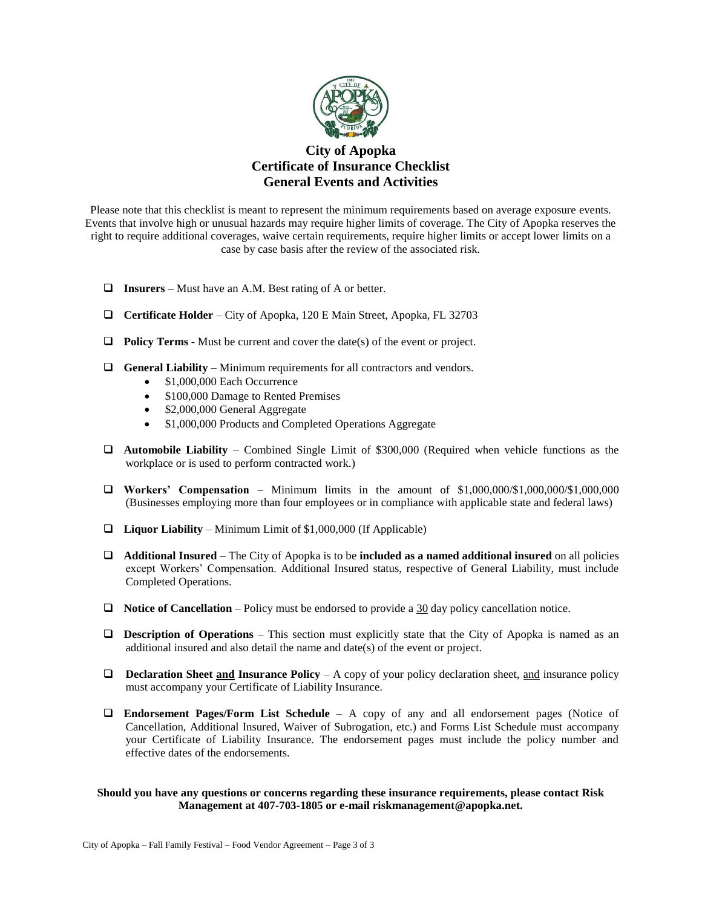# City of Apopka
## Certificate of Insurance Checklist
## General Events and Activities

Please note that this checklist is meant to represent the minimum requirements based on average exposure events. Events that involve high or unusual hazards may require higher limits of coverage. The City of Apopka reserves the right to require additional coverages, waive certain requirements, require higher limits or accept lower limits on a case by case basis after the review of the associated risk.

- ☐ **Insurers** – Must have an A.M. Best rating of A or better.

- ☐ **Certificate Holder** – City of Apopka, 120 E Main Street, Apopka, FL 32703

- ☐ **Policy Terms** - Must be current and cover the date(s) of the event or project.

- ☐ **General Liability** – Minimum requirements for all contractors and vendors.
  - $1,000,000 Each Occurrence
  - $100,000 Damage to Rented Premises
  - $2,000,000 General Aggregate
  - $1,000,000 Products and Completed Operations Aggregate

- ☐ **Automobile Liability** – Combined Single Limit of $300,000 (Required when vehicle functions as the workplace or is used to perform contracted work.)

- ☐ **Workers' Compensation** – Minimum limits in the amount of $1,000,000/$1,000,000/$1,000,000 (Businesses employing more than four employees or in compliance with applicable state and federal laws)

- ☐ **Liquor Liability** – Minimum Limit of $1,000,000 (If Applicable)

- ☐ **Additional Insured** – The City of Apopka is to be **included as a named additional insured** on all policies except Workers' Compensation. Additional Insured status, respective of General Liability, must include Completed Operations.

- ☐ **Notice of Cancellation** – Policy must be endorsed to provide a 30 day policy cancellation notice.

- ☐ **Description of Operations** – This section must explicitly state that the City of Apopka is named as an additional insured and also detail the name and date(s) of the event or project.

- ☐ **Declaration Sheet and Insurance Policy** – A copy of your policy declaration sheet, and insurance policy must accompany your Certificate of Liability Insurance.

- ☐ **Endorsement Pages/Form List Schedule** – A copy of any and all endorsement pages (Notice of Cancellation, Additional Insured, Waiver of Subrogation, etc.) and Forms List Schedule must accompany your Certificate of Liability Insurance. The endorsement pages must include the policy number and effective dates of the endorsements.

**Should you have any questions or concerns regarding these insurance requirements, please contact Risk Management at 407-703-1805 or e-mail riskmanagement@apopka.net.**